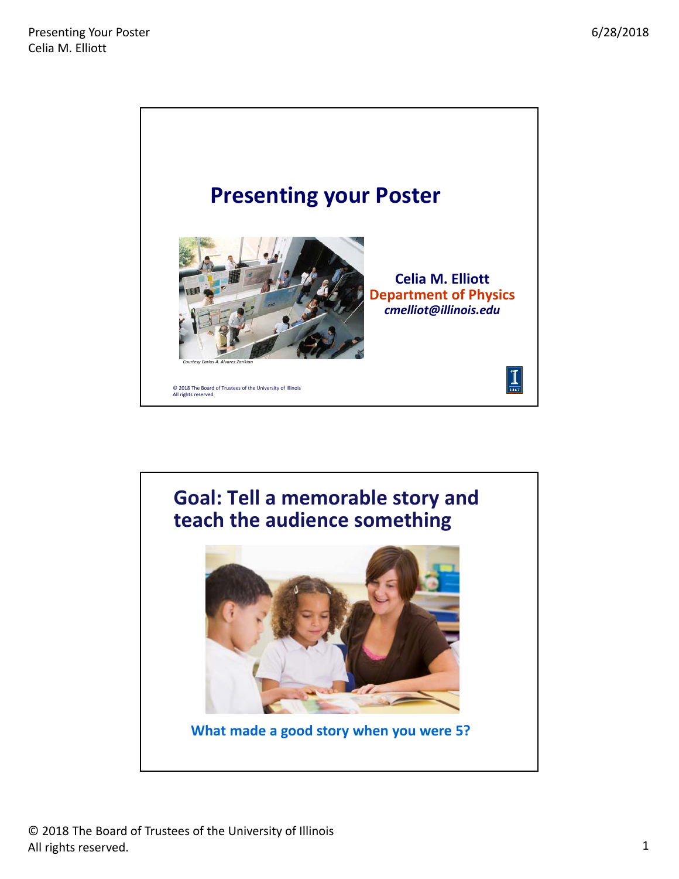# Presenting your Poster

*Courtesy Carlos A. Alvarez Zarikian*

**Celia M. Elliott**
**Department of Physics**
***cmelliot@illinois.edu***

© 2018 The Board of Trustees of the University of Illinois
All rights reserved.

## Goal: Tell a memorable story and teach the audience something

**What made a good story when you were 5?**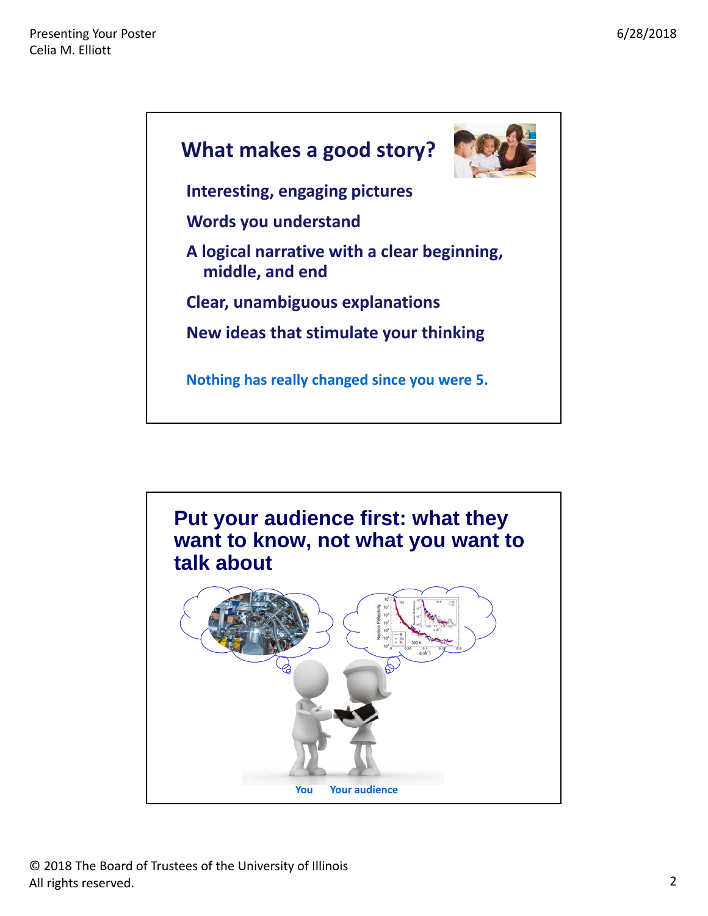## What makes a good story?

Interesting, engaging pictures

Words you understand

A logical narrative with a clear beginning, middle, and end

Clear, unambiguous explanations

New ideas that stimulate your thinking

Nothing has really changed since you were 5.

## Put your audience first: what they want to know, not what you want to talk about

You Your audience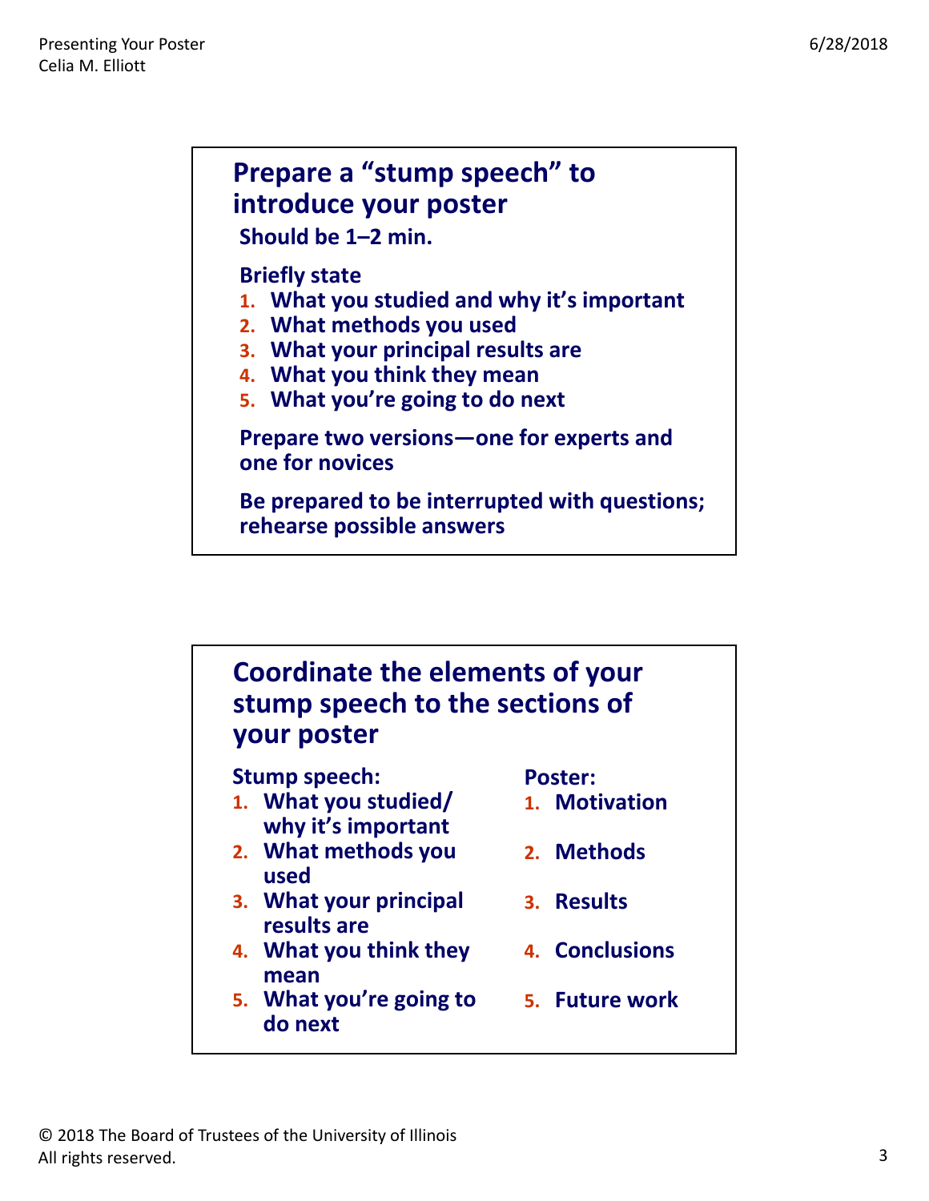## Prepare a "stump speech" to introduce your poster

Should be 1–2 min.

Briefly state

1. What you studied and why it's important
2. What methods you used
3. What your principal results are
4. What you think they mean
5. What you're going to do next

Prepare two versions—one for experts and one for novices

Be prepared to be interrupted with questions; rehearse possible answers

## Coordinate the elements of your stump speech to the sections of your poster

| Stump speech: | Poster: |
| --- | --- |
| 1. What you studied/ why it's important | 1. Motivation |
| 2. What methods you used | 2. Methods |
| 3. What your principal results are | 3. Results |
| 4. What you think they mean | 4. Conclusions |
| 5. What you're going to do next | 5. Future work |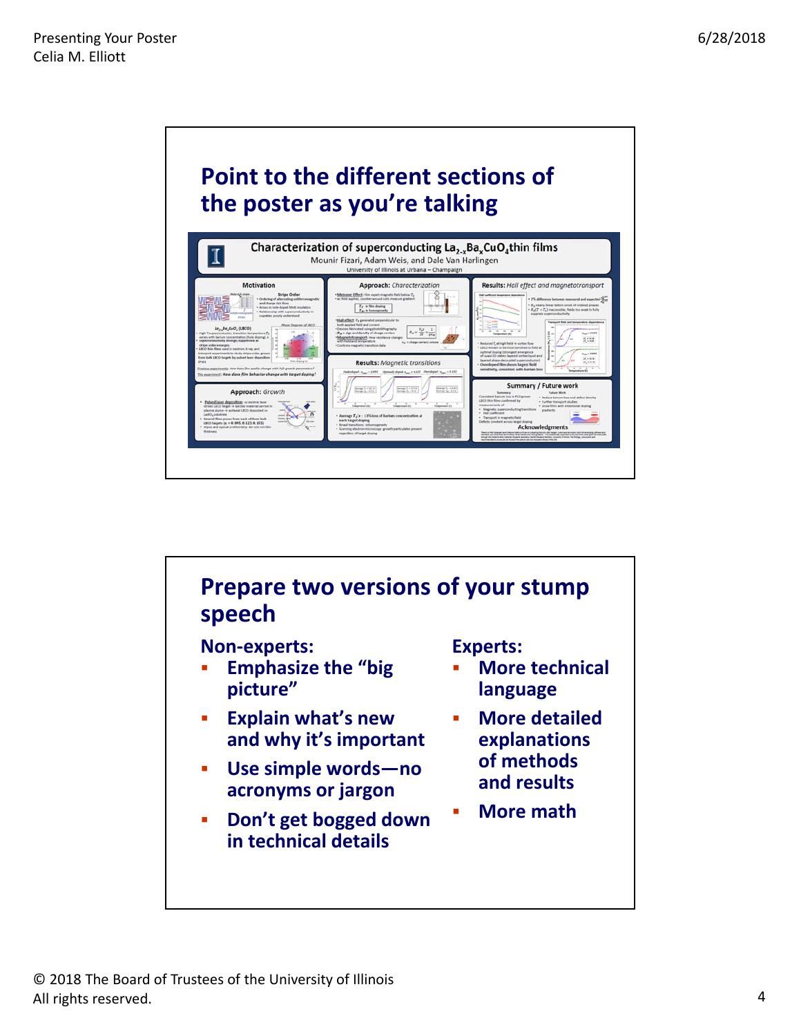## Point to the different sections of the poster as you're talking

## Prepare two versions of your stump speech

**Non-experts:**

- Emphasize the "big picture"
- Explain what's new and why it's important
- Use simple words—no acronyms or jargon
- Don't get bogged down in technical details

**Experts:**

- More technical language
- More detailed explanations of methods and results
- More math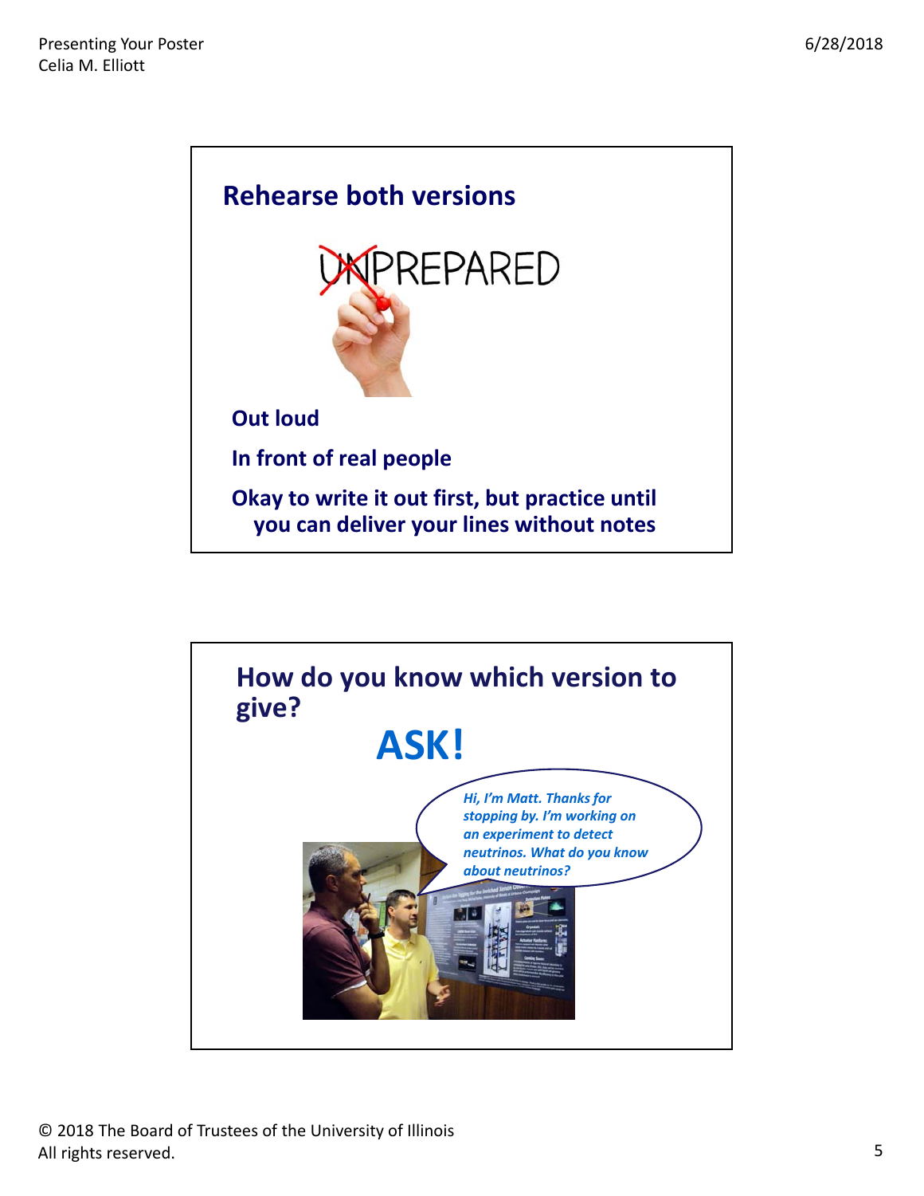## Rehearse both versions

UNPREPARED

Out loud

In front of real people

Okay to write it out first, but practice until you can deliver your lines without notes

## How do you know which version to give?

**ASK!**

*Hi, I'm Matt. Thanks for stopping by. I'm working on an experiment to detect neutrinos. What do you know about neutrinos?*

© 2018 The Board of Trustees of the University of Illinois
All rights reserved.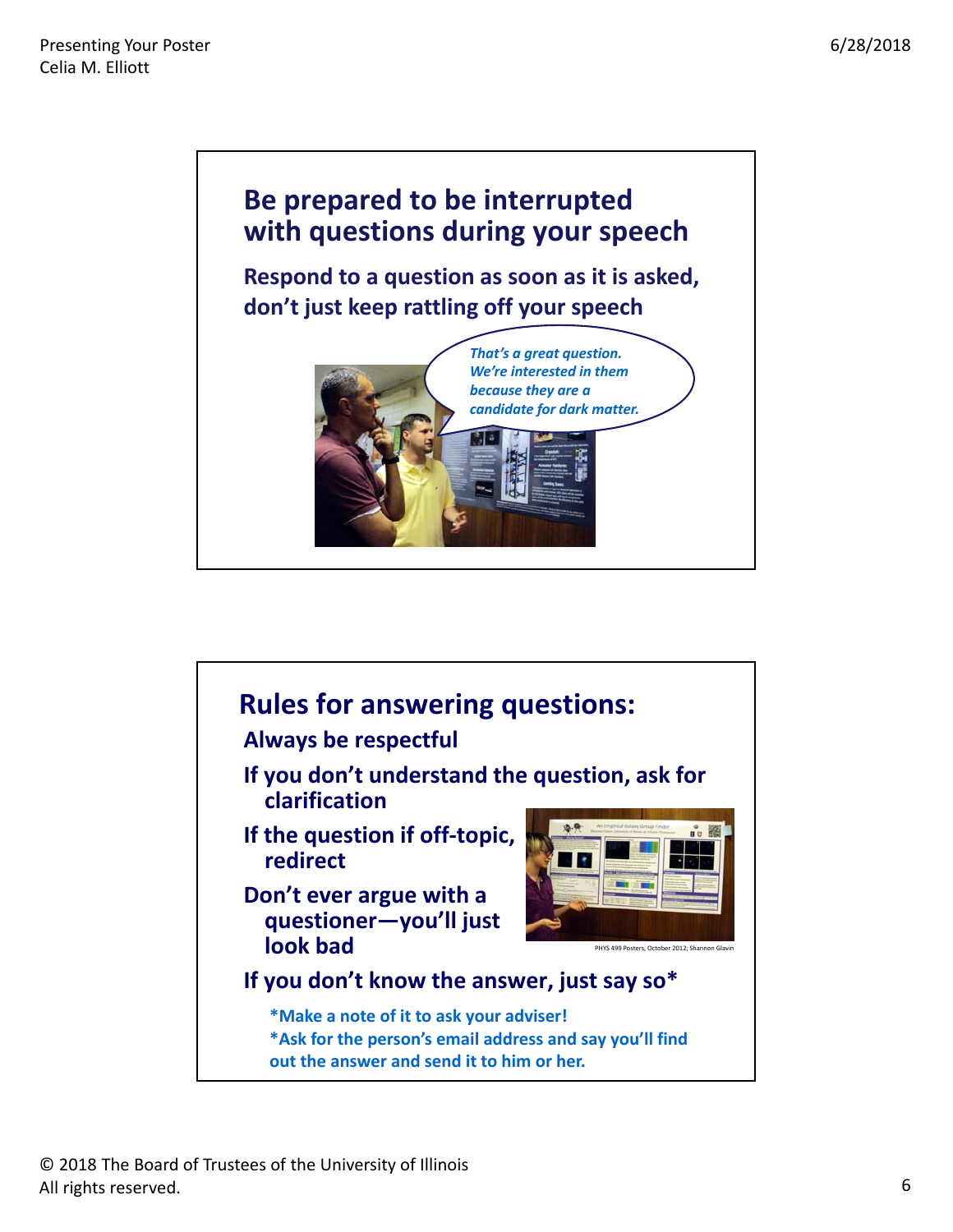## Be prepared to be interrupted with questions during your speech

**Respond to a question as soon as it is asked, don't just keep rattling off your speech**

*That's a great question. We're interested in them because they are a candidate for dark matter.*

## Rules for answering questions:

**Always be respectful**

**If you don't understand the question, ask for clarification**

**If the question if off-topic, redirect**

**Don't ever argue with a questioner—you'll just look bad**

PHYS 499 Posters, October 2012; Shannon Glavin

**If you don't know the answer, just say so***

**\*Make a note of it to ask your adviser!**
**\*Ask for the person's email address and say you'll find out the answer and send it to him or her.**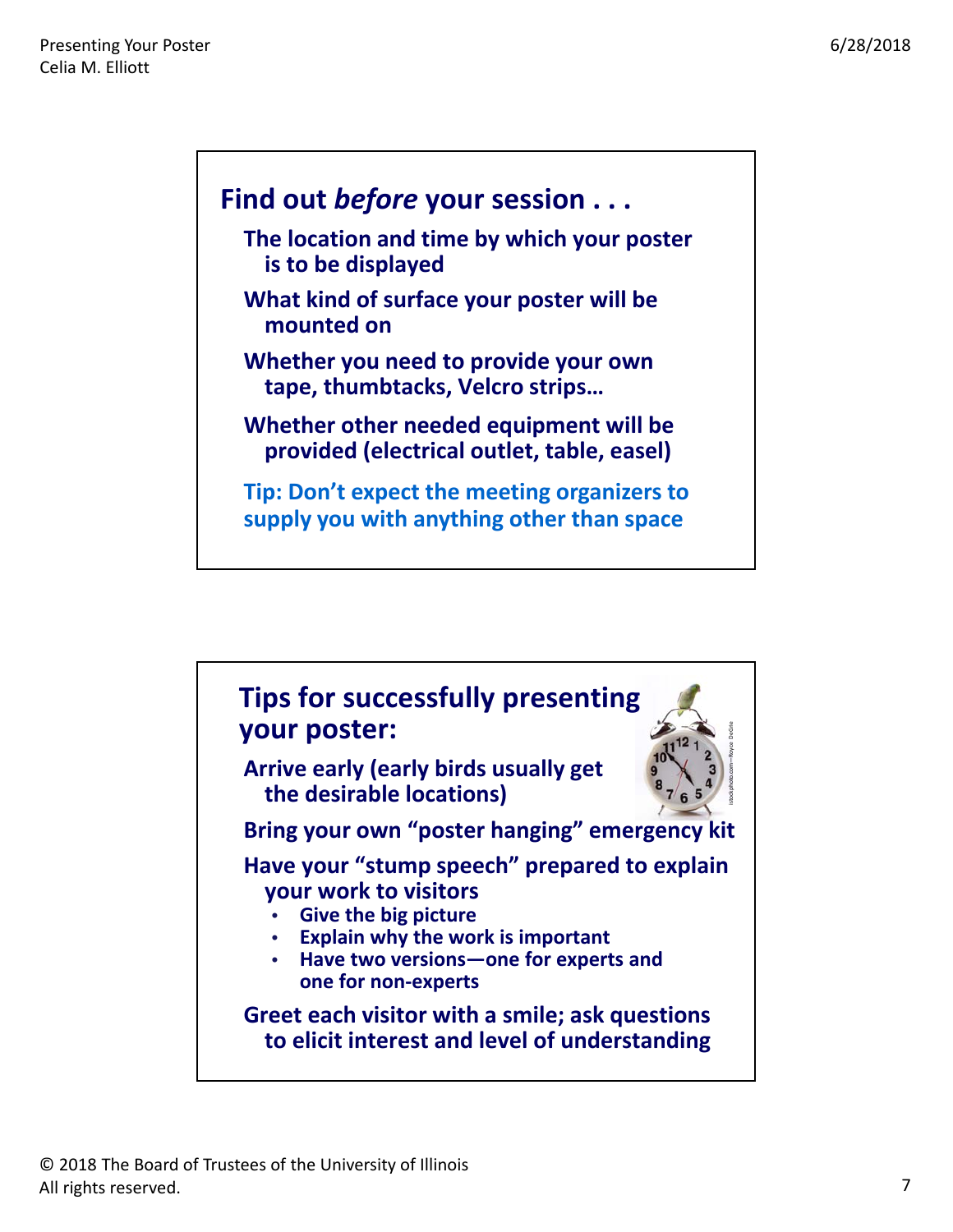## Find out *before* your session . . .

**The location and time by which your poster is to be displayed**

**What kind of surface your poster will be mounted on**

**Whether you need to provide your own tape, thumbtacks, Velcro strips…**

**Whether other needed equipment will be provided (electrical outlet, table, easel)**

**Tip: Don't expect the meeting organizers to supply you with anything other than space**

## Tips for successfully presenting your poster:

**Arrive early (early birds usually get the desirable locations)**

**Bring your own "poster hanging" emergency kit**

**Have your "stump speech" prepared to explain your work to visitors**

- **Give the big picture**
- **Explain why the work is important**
- **Have two versions—one for experts and one for non-experts**

**Greet each visitor with a smile; ask questions to elicit interest and level of understanding**

© 2018 The Board of Trustees of the University of Illinois
All rights reserved.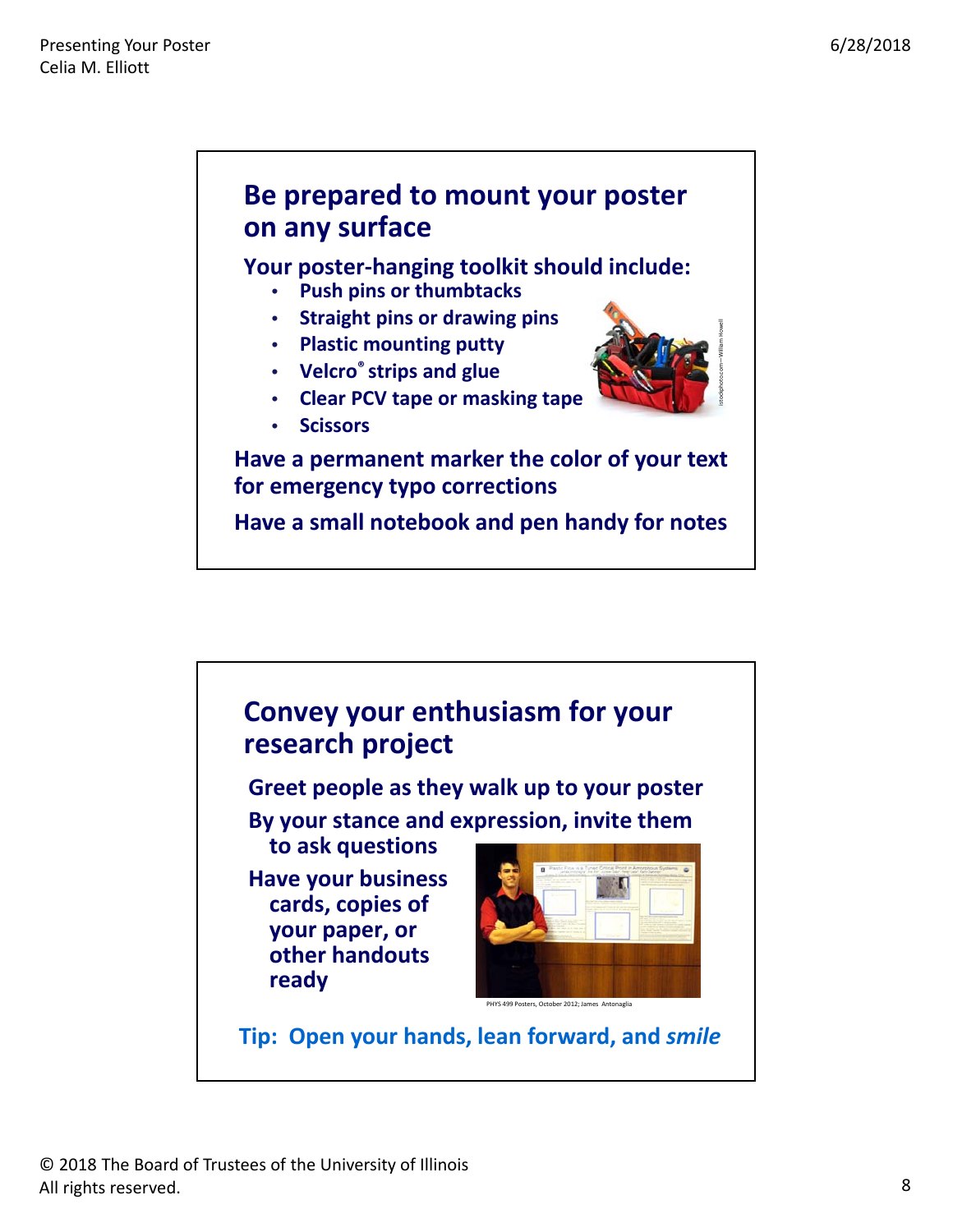## Be prepared to mount your poster on any surface

**Your poster-hanging toolkit should include:**

- **Push pins or thumbtacks**
- **Straight pins or drawing pins**
- **Plastic mounting putty**
- **Velcro® strips and glue**
- **Clear PCV tape or masking tape**
- **Scissors**

istockphoto.com—William Howell

**Have a permanent marker the color of your text for emergency typo corrections**

**Have a small notebook and pen handy for notes**

## Convey your enthusiasm for your research project

**Greet people as they walk up to your poster**

**By your stance and expression, invite them to ask questions**

**Have your business cards, copies of your paper, or other handouts ready**

PHYS 499 Posters, October 2012; James Antonaglia

**Tip: Open your hands, lean forward, and *smile***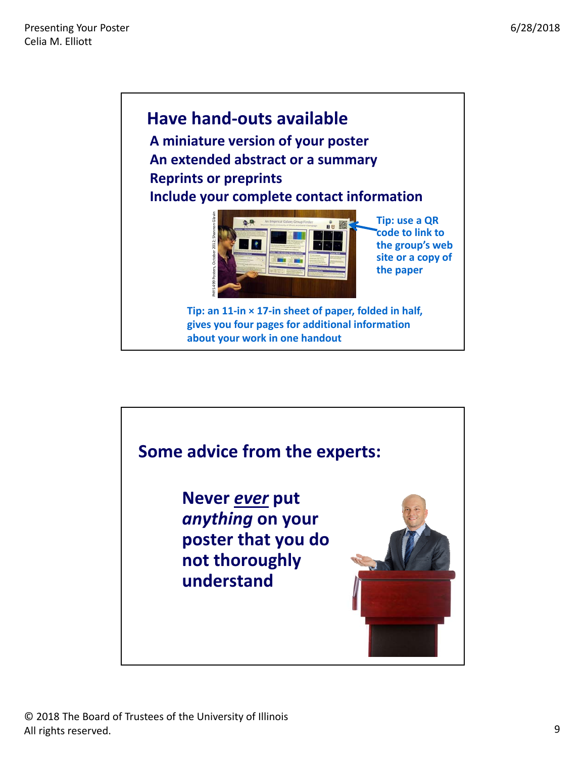## Have hand-outs available

**A miniature version of your poster**
**An extended abstract or a summary**
**Reprints or preprints**
**Include your complete contact information**

PHYS 499 Posters, October 2012; Shannon Glavin

Tip: use a QR code to link to the group's web site or a copy of the paper

Tip: an 11-in × 17-in sheet of paper, folded in half, gives you four pages for additional information about your work in one handout

## Some advice from the experts:

**Never *ever* put *anything* on your poster that you do not thoroughly understand**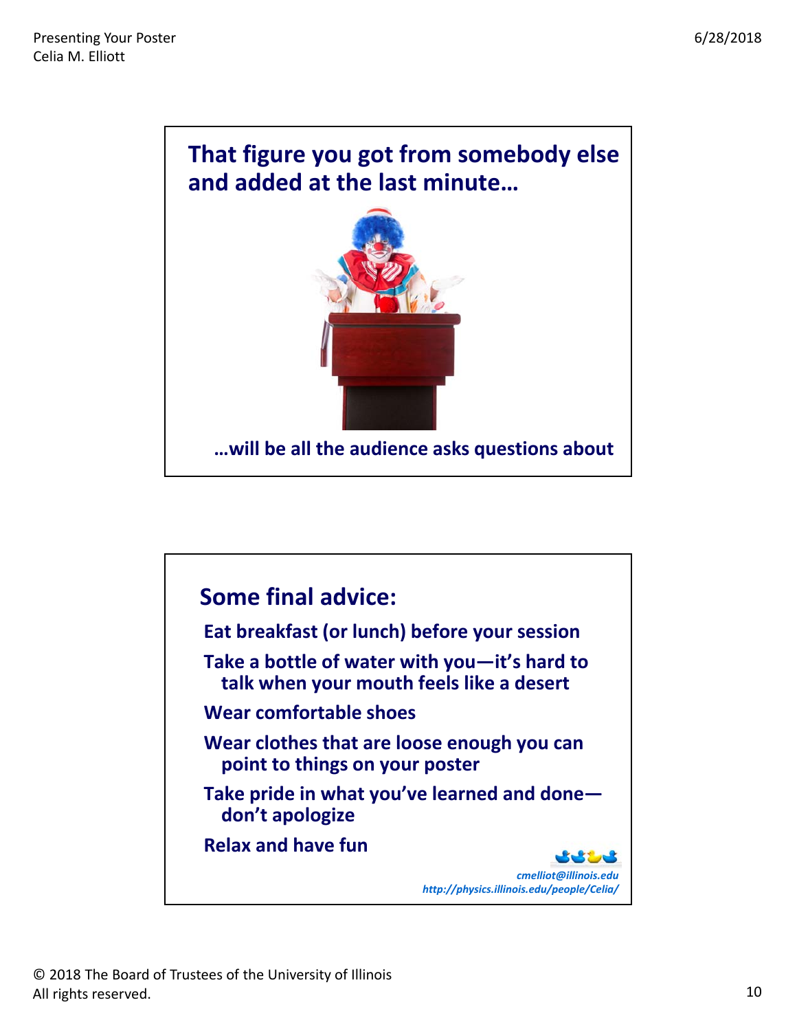## That figure you got from somebody else and added at the last minute…

**…will be all the audience asks questions about**

## Some final advice:

**Eat breakfast (or lunch) before your session**

**Take a bottle of water with you—it's hard to talk when your mouth feels like a desert**

**Wear comfortable shoes**

**Wear clothes that are loose enough you can point to things on your poster**

**Take pride in what you've learned and done—don't apologize**

**Relax and have fun**

*cmelliot@illinois.edu*
*http://physics.illinois.edu/people/Celia/*

© 2018 The Board of Trustees of the University of Illinois
All rights reserved.